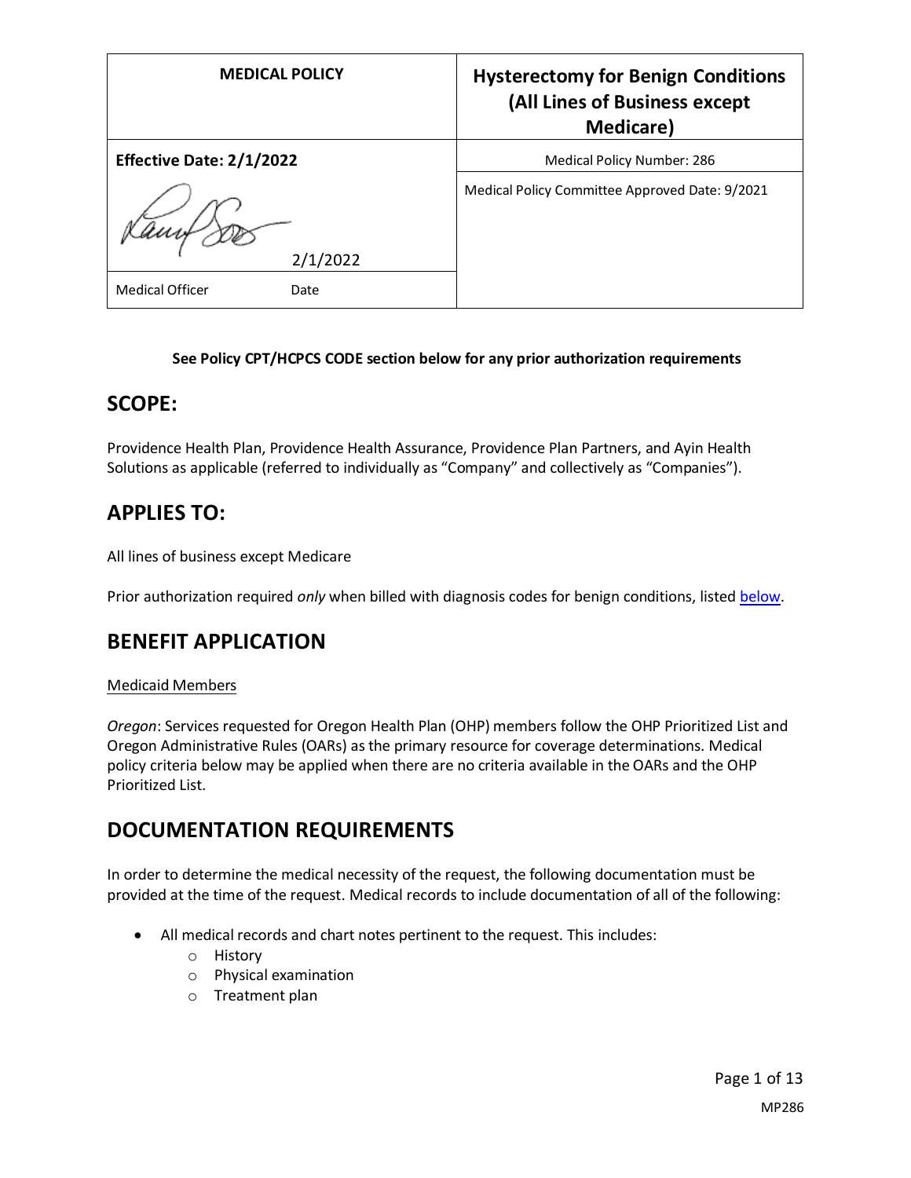| MEDICAL POLICY | Hysterectomy for Benign Conditions (All Lines of Business except Medicare) |
|---|---|
| **Effective Date: 2/1/2022** | Medical Policy Number: 286 |
| 2/1/2022 | Medical Policy Committee Approved Date: 9/2021 |
| Medical Officer Date | |

**See Policy CPT/HCPCS CODE section below for any prior authorization requirements**

## SCOPE:

Providence Health Plan, Providence Health Assurance, Providence Plan Partners, and Ayin Health Solutions as applicable (referred to individually as "Company" and collectively as "Companies").

## APPLIES TO:

All lines of business except Medicare

Prior authorization required *only* when billed with diagnosis codes for benign conditions, listed below.

## BENEFIT APPLICATION

Medicaid Members

*Oregon*: Services requested for Oregon Health Plan (OHP) members follow the OHP Prioritized List and Oregon Administrative Rules (OARs) as the primary resource for coverage determinations. Medical policy criteria below may be applied when there are no criteria available in the OARs and the OHP Prioritized List.

## DOCUMENTATION REQUIREMENTS

In order to determine the medical necessity of the request, the following documentation must be provided at the time of the request. Medical records to include documentation of all of the following:

- All medical records and chart notes pertinent to the request. This includes:
  - History
  - Physical examination
  - Treatment plan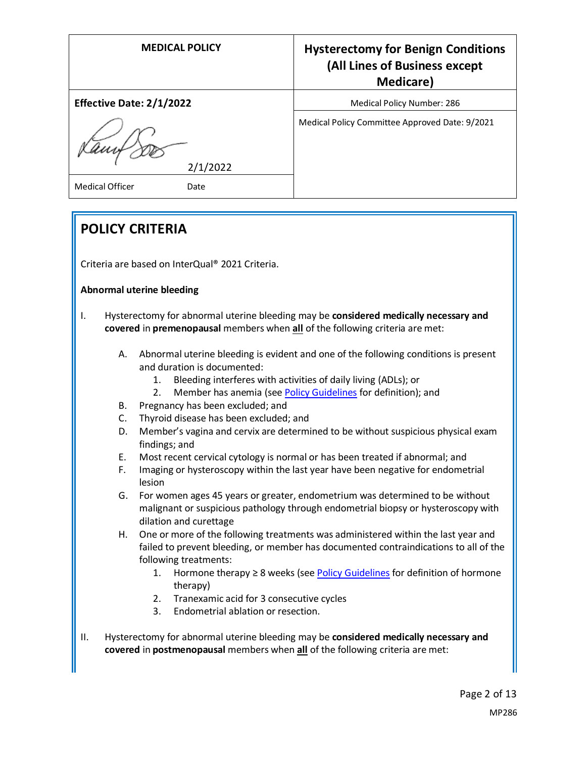| MEDICAL POLICY | Hysterectomy for Benign Conditions (All Lines of Business except Medicare) |
|---|---|
| **Effective Date: 2/1/2022** | Medical Policy Number: 286 |
| 2/1/2022 | Medical Policy Committee Approved Date: 9/2021 |
| Medical Officer Date | |

## POLICY CRITERIA

Criteria are based on InterQual® 2021 Criteria.

**Abnormal uterine bleeding**

I. Hysterectomy for abnormal uterine bleeding may be **considered medically necessary and covered** in **premenopausal** members when **all** of the following criteria are met:

   A. Abnormal uterine bleeding is evident and one of the following conditions is present and duration is documented:
      1. Bleeding interferes with activities of daily living (ADLs); or
      2. Member has anemia (see Policy Guidelines for definition); and

   B. Pregnancy has been excluded; and

   C. Thyroid disease has been excluded; and

   D. Member's vagina and cervix are determined to be without suspicious physical exam findings; and

   E. Most recent cervical cytology is normal or has been treated if abnormal; and

   F. Imaging or hysteroscopy within the last year have been negative for endometrial lesion

   G. For women ages 45 years or greater, endometrium was determined to be without malignant or suspicious pathology through endometrial biopsy or hysteroscopy with dilation and curettage

   H. One or more of the following treatments was administered within the last year and failed to prevent bleeding, or member has documented contraindications to all of the following treatments:
      1. Hormone therapy ≥ 8 weeks (see Policy Guidelines for definition of hormone therapy)
      2. Tranexamic acid for 3 consecutive cycles
      3. Endometrial ablation or resection.

II. Hysterectomy for abnormal uterine bleeding may be **considered medically necessary and covered** in **postmenopausal** members when **all** of the following criteria are met: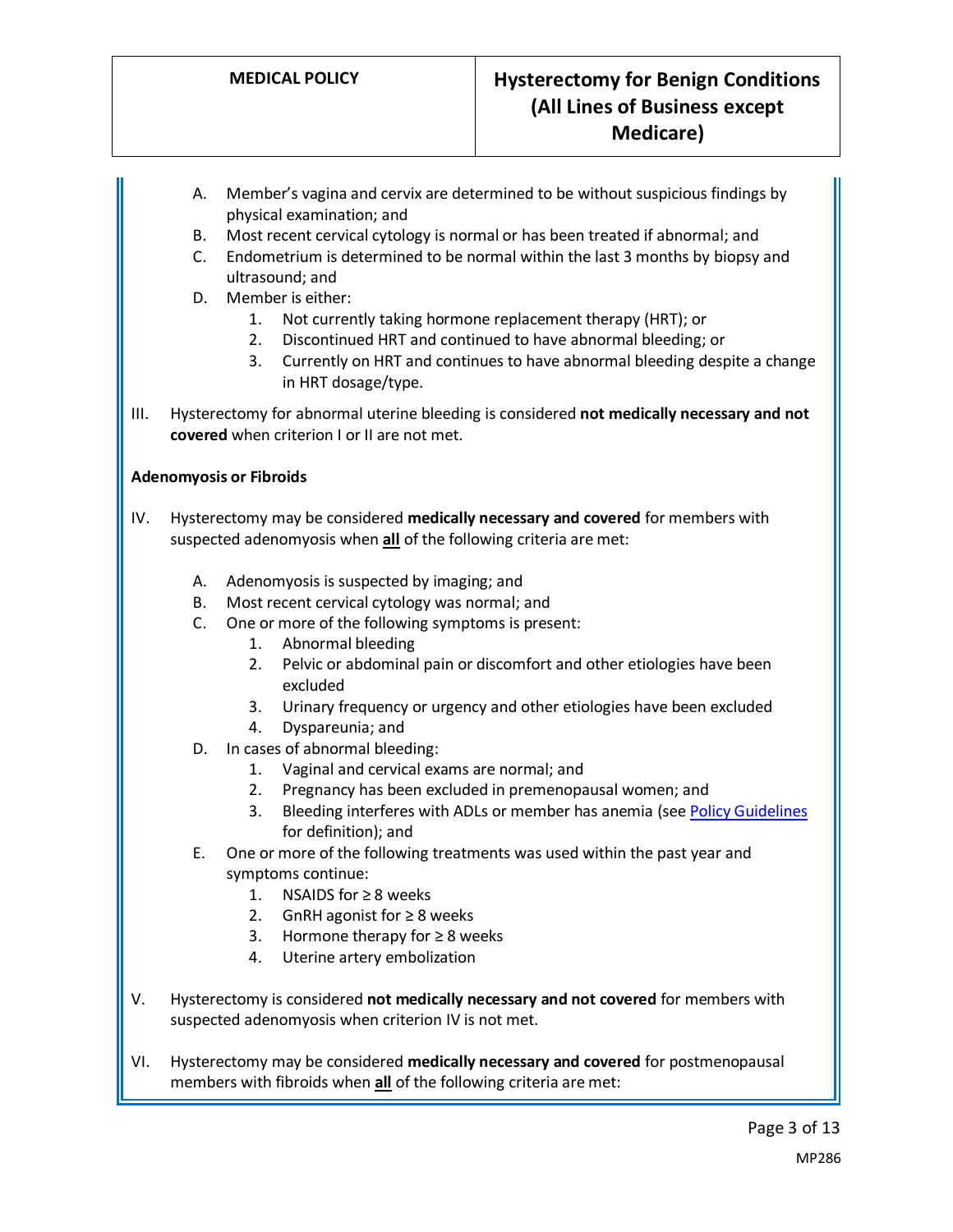A. Member's vagina and cervix are determined to be without suspicious findings by physical examination; and
B. Most recent cervical cytology is normal or has been treated if abnormal; and
C. Endometrium is determined to be normal within the last 3 months by biopsy and ultrasound; and
D. Member is either:
   1. Not currently taking hormone replacement therapy (HRT); or
   2. Discontinued HRT and continued to have abnormal bleeding; or
   3. Currently on HRT and continues to have abnormal bleeding despite a change in HRT dosage/type.

III. Hysterectomy for abnormal uterine bleeding is considered **not medically necessary and not covered** when criterion I or II are not met.

**Adenomyosis or Fibroids**

IV. Hysterectomy may be considered **medically necessary and covered** for members with suspected adenomyosis when **all** of the following criteria are met:

A. Adenomyosis is suspected by imaging; and
B. Most recent cervical cytology was normal; and
C. One or more of the following symptoms is present:
   1. Abnormal bleeding
   2. Pelvic or abdominal pain or discomfort and other etiologies have been excluded
   3. Urinary frequency or urgency and other etiologies have been excluded
   4. Dyspareunia; and
D. In cases of abnormal bleeding:
   1. Vaginal and cervical exams are normal; and
   2. Pregnancy has been excluded in premenopausal women; and
   3. Bleeding interferes with ADLs or member has anemia (see Policy Guidelines for definition); and
E. One or more of the following treatments was used within the past year and symptoms continue:
   1. NSAIDS for ≥ 8 weeks
   2. GnRH agonist for ≥ 8 weeks
   3. Hormone therapy for ≥ 8 weeks
   4. Uterine artery embolization

V. Hysterectomy is considered **not medically necessary and not covered** for members with suspected adenomyosis when criterion IV is not met.

VI. Hysterectomy may be considered **medically necessary and covered** for postmenopausal members with fibroids when **all** of the following criteria are met: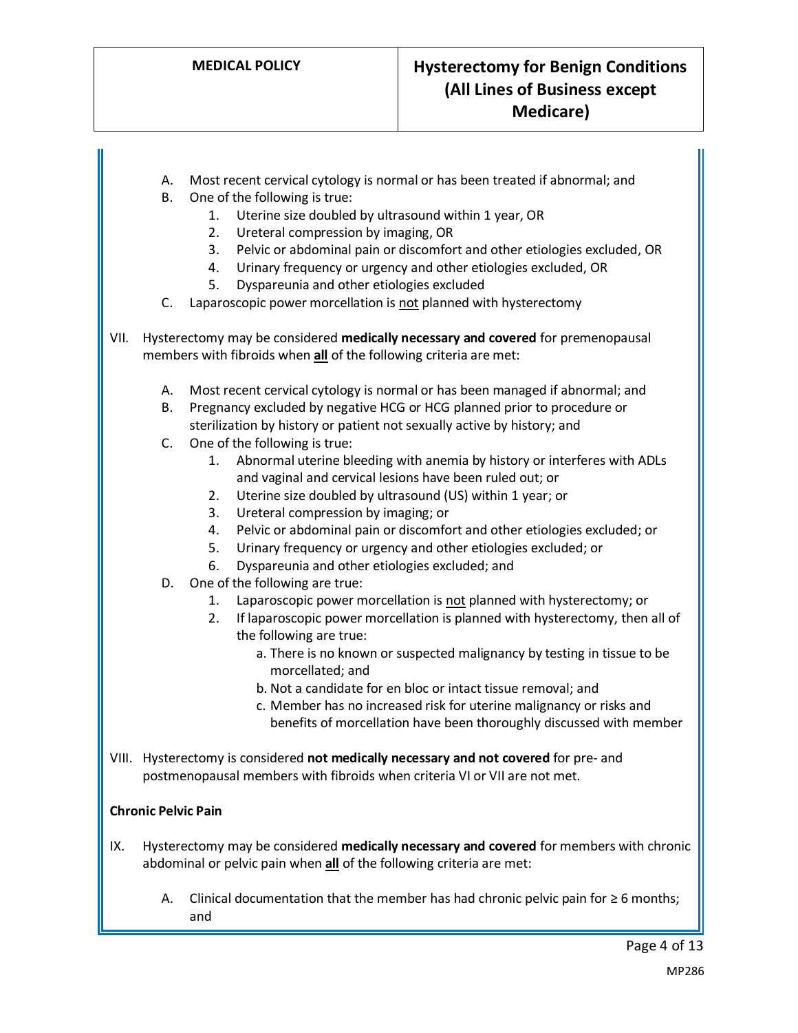A. Most recent cervical cytology is normal or has been treated if abnormal; and
B. One of the following is true:
    1. Uterine size doubled by ultrasound within 1 year, OR
    2. Ureteral compression by imaging, OR
    3. Pelvic or abdominal pain or discomfort and other etiologies excluded, OR
    4. Urinary frequency or urgency and other etiologies excluded, OR
    5. Dyspareunia and other etiologies excluded
C. Laparoscopic power morcellation is not planned with hysterectomy

VII. Hysterectomy may be considered **medically necessary and covered** for premenopausal members with fibroids when **all** of the following criteria are met:

A. Most recent cervical cytology is normal or has been managed if abnormal; and
B. Pregnancy excluded by negative HCG or HCG planned prior to procedure or sterilization by history or patient not sexually active by history; and
C. One of the following is true:
    1. Abnormal uterine bleeding with anemia by history or interferes with ADLs and vaginal and cervical lesions have been ruled out; or
    2. Uterine size doubled by ultrasound (US) within 1 year; or
    3. Ureteral compression by imaging; or
    4. Pelvic or abdominal pain or discomfort and other etiologies excluded; or
    5. Urinary frequency or urgency and other etiologies excluded; or
    6. Dyspareunia and other etiologies excluded; and
D. One of the following are true:
    1. Laparoscopic power morcellation is not planned with hysterectomy; or
    2. If laparoscopic power morcellation is planned with hysterectomy, then all of the following are true:
        a. There is no known or suspected malignancy by testing in tissue to be morcellated; and
        b. Not a candidate for en bloc or intact tissue removal; and
        c. Member has no increased risk for uterine malignancy or risks and benefits of morcellation have been thoroughly discussed with member

VIII. Hysterectomy is considered **not medically necessary and not covered** for pre- and postmenopausal members with fibroids when criteria VI or VII are not met.

**Chronic Pelvic Pain**

IX. Hysterectomy may be considered **medically necessary and covered** for members with chronic abdominal or pelvic pain when **all** of the following criteria are met:

A. Clinical documentation that the member has had chronic pelvic pain for ≥ 6 months; and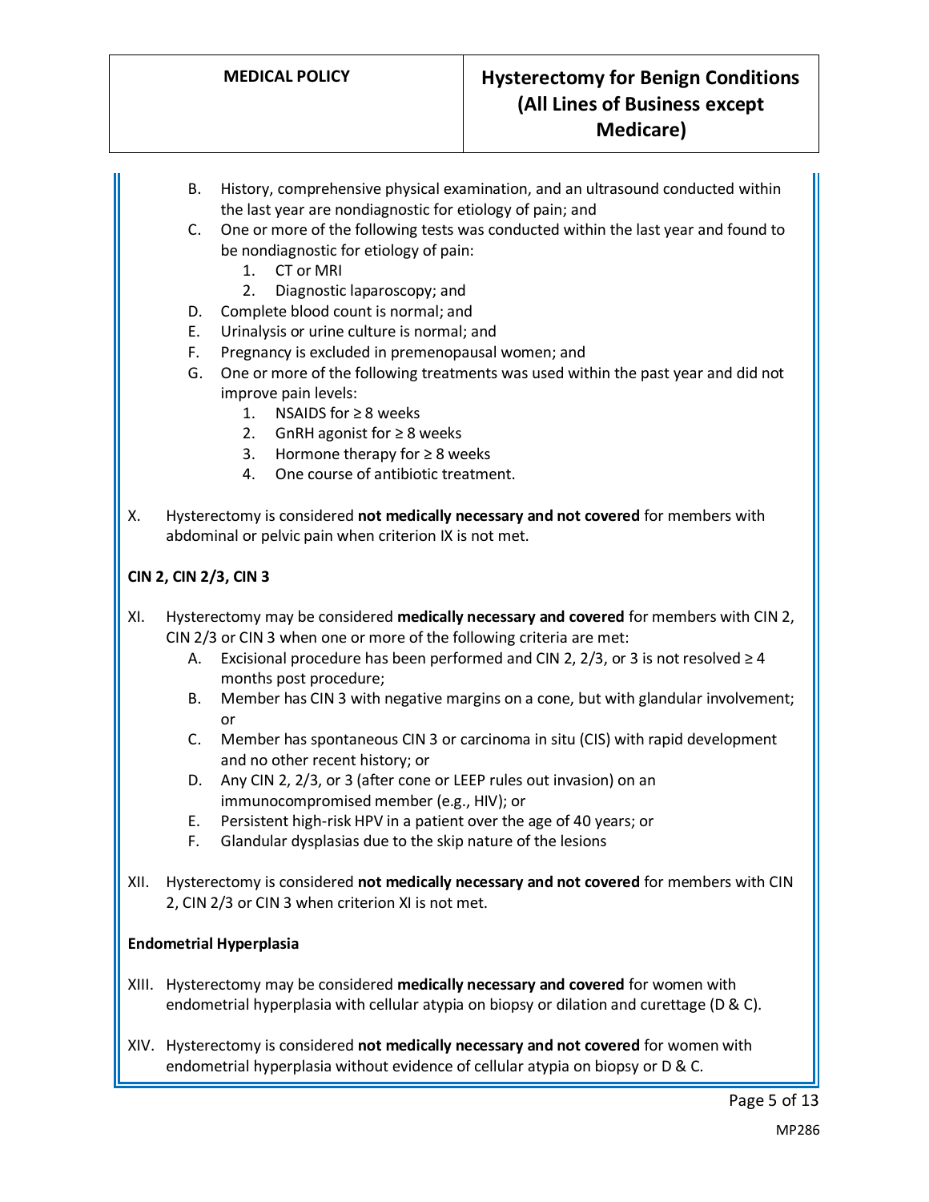B. History, comprehensive physical examination, and an ultrasound conducted within the last year are nondiagnostic for etiology of pain; and
C. One or more of the following tests was conducted within the last year and found to be nondiagnostic for etiology of pain:
   1. CT or MRI
   2. Diagnostic laparoscopy; and
D. Complete blood count is normal; and
E. Urinalysis or urine culture is normal; and
F. Pregnancy is excluded in premenopausal women; and
G. One or more of the following treatments was used within the past year and did not improve pain levels:
   1. NSAIDS for ≥ 8 weeks
   2. GnRH agonist for ≥ 8 weeks
   3. Hormone therapy for ≥ 8 weeks
   4. One course of antibiotic treatment.

X. Hysterectomy is considered **not medically necessary and not covered** for members with abdominal or pelvic pain when criterion IX is not met.

**CIN 2, CIN 2/3, CIN 3**

XI. Hysterectomy may be considered **medically necessary and covered** for members with CIN 2, CIN 2/3 or CIN 3 when one or more of the following criteria are met:
   A. Excisional procedure has been performed and CIN 2, 2/3, or 3 is not resolved ≥ 4 months post procedure;
   B. Member has CIN 3 with negative margins on a cone, but with glandular involvement; or
   C. Member has spontaneous CIN 3 or carcinoma in situ (CIS) with rapid development and no other recent history; or
   D. Any CIN 2, 2/3, or 3 (after cone or LEEP rules out invasion) on an immunocompromised member (e.g., HIV); or
   E. Persistent high-risk HPV in a patient over the age of 40 years; or
   F. Glandular dysplasias due to the skip nature of the lesions

XII. Hysterectomy is considered **not medically necessary and not covered** for members with CIN 2, CIN 2/3 or CIN 3 when criterion XI is not met.

**Endometrial Hyperplasia**

XIII. Hysterectomy may be considered **medically necessary and covered** for women with endometrial hyperplasia with cellular atypia on biopsy or dilation and curettage (D & C).

XIV. Hysterectomy is considered **not medically necessary and not covered** for women with endometrial hyperplasia without evidence of cellular atypia on biopsy or D & C.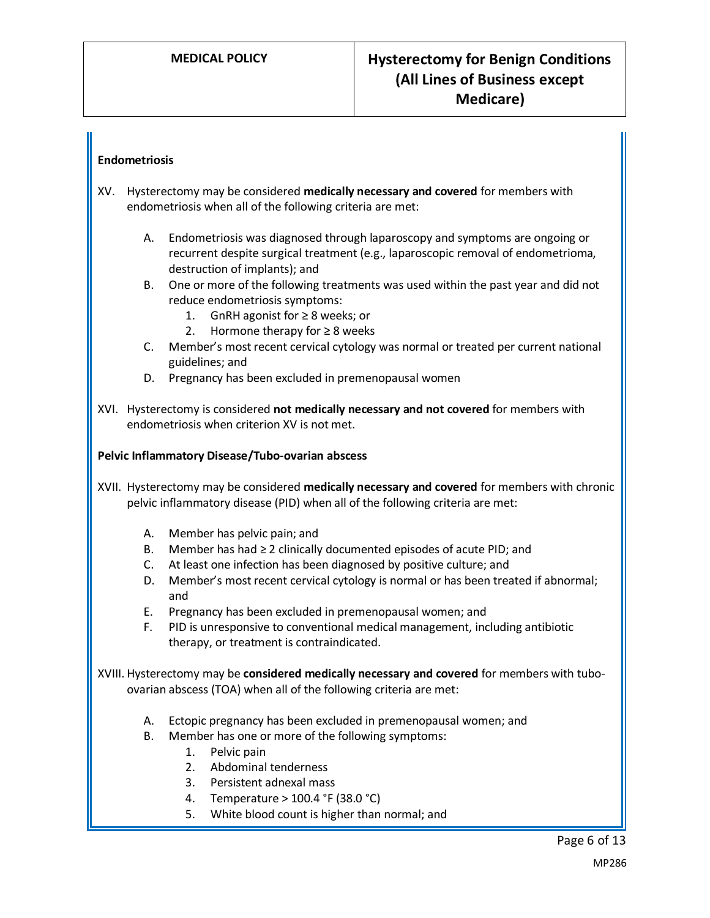**Endometriosis**

XV. Hysterectomy may be considered **medically necessary and covered** for members with endometriosis when all of the following criteria are met:

   A. Endometriosis was diagnosed through laparoscopy and symptoms are ongoing or recurrent despite surgical treatment (e.g., laparoscopic removal of endometrioma, destruction of implants); and
   B. One or more of the following treatments was used within the past year and did not reduce endometriosis symptoms:
      1. GnRH agonist for ≥ 8 weeks; or
      2. Hormone therapy for ≥ 8 weeks
   C. Member's most recent cervical cytology was normal or treated per current national guidelines; and
   D. Pregnancy has been excluded in premenopausal women

XVI. Hysterectomy is considered **not medically necessary and not covered** for members with endometriosis when criterion XV is not met.

**Pelvic Inflammatory Disease/Tubo-ovarian abscess**

XVII. Hysterectomy may be considered **medically necessary and covered** for members with chronic pelvic inflammatory disease (PID) when all of the following criteria are met:

   A. Member has pelvic pain; and
   B. Member has had ≥ 2 clinically documented episodes of acute PID; and
   C. At least one infection has been diagnosed by positive culture; and
   D. Member's most recent cervical cytology is normal or has been treated if abnormal; and
   E. Pregnancy has been excluded in premenopausal women; and
   F. PID is unresponsive to conventional medical management, including antibiotic therapy, or treatment is contraindicated.

XVIII. Hysterectomy may be **considered medically necessary and covered** for members with tubo-ovarian abscess (TOA) when all of the following criteria are met:

   A. Ectopic pregnancy has been excluded in premenopausal women; and
   B. Member has one or more of the following symptoms:
      1. Pelvic pain
      2. Abdominal tenderness
      3. Persistent adnexal mass
      4. Temperature > 100.4 °F (38.0 °C)
      5. White blood count is higher than normal; and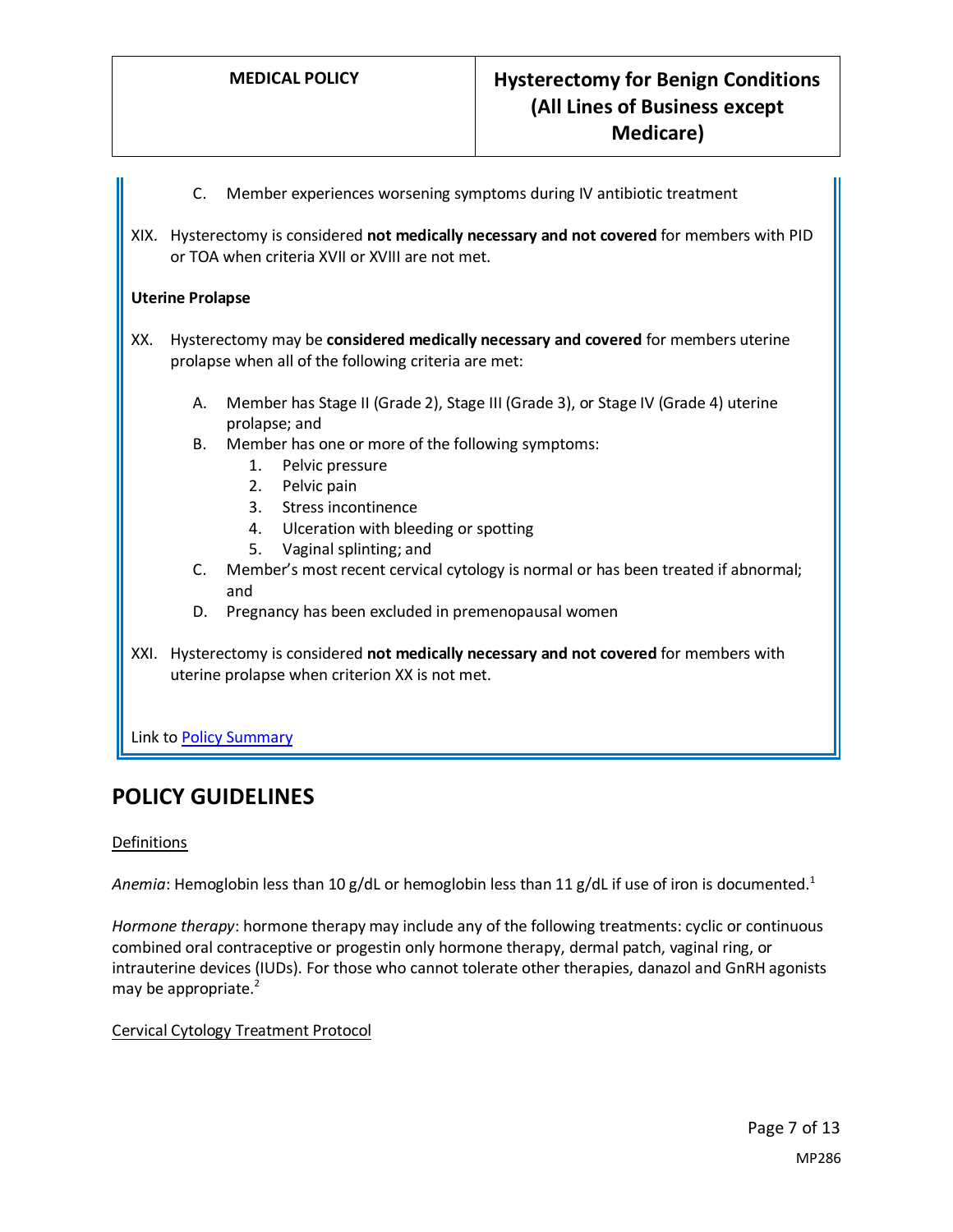C. Member experiences worsening symptoms during IV antibiotic treatment

XIX. Hysterectomy is considered **not medically necessary and not covered** for members with PID or TOA when criteria XVII or XVIII are not met.

**Uterine Prolapse**

XX. Hysterectomy may be **considered medically necessary and covered** for members uterine prolapse when all of the following criteria are met:

A. Member has Stage II (Grade 2), Stage III (Grade 3), or Stage IV (Grade 4) uterine prolapse; and

B. Member has one or more of the following symptoms:
   1. Pelvic pressure
   2. Pelvic pain
   3. Stress incontinence
   4. Ulceration with bleeding or spotting
   5. Vaginal splinting; and

C. Member's most recent cervical cytology is normal or has been treated if abnormal; and

D. Pregnancy has been excluded in premenopausal women

XXI. Hysterectomy is considered **not medically necessary and not covered** for members with uterine prolapse when criterion XX is not met.

Link to Policy Summary

## POLICY GUIDELINES

Definitions

*Anemia*: Hemoglobin less than 10 g/dL or hemoglobin less than 11 g/dL if use of iron is documented.[1]

*Hormone therapy*: hormone therapy may include any of the following treatments: cyclic or continuous combined oral contraceptive or progestin only hormone therapy, dermal patch, vaginal ring, or intrauterine devices (IUDs). For those who cannot tolerate other therapies, danazol and GnRH agonists may be appropriate.[2]

Cervical Cytology Treatment Protocol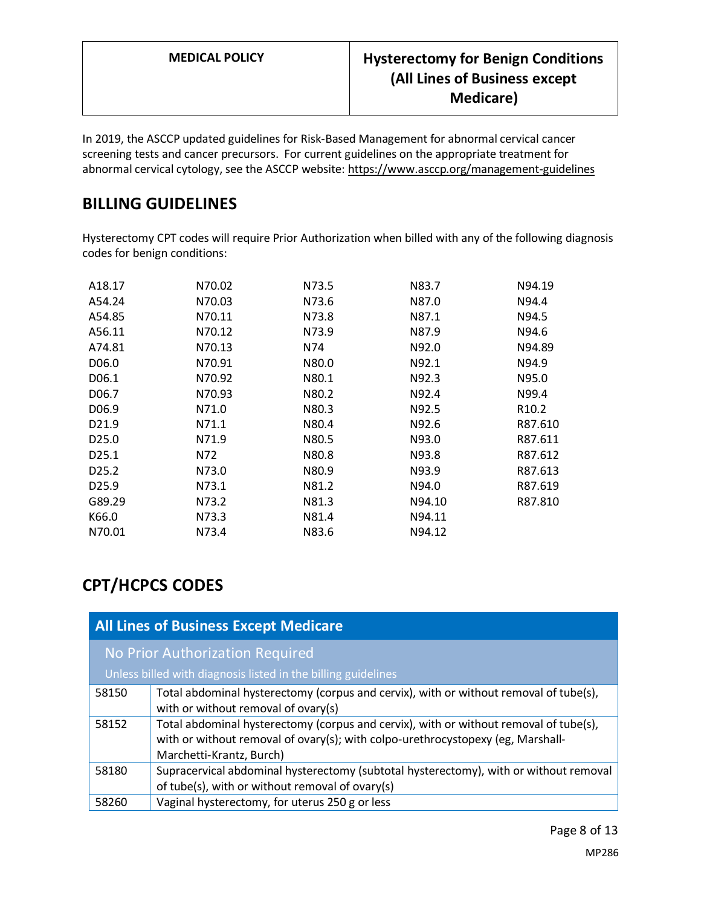In 2019, the ASCCP updated guidelines for Risk-Based Management for abnormal cervical cancer screening tests and cancer precursors. For current guidelines on the appropriate treatment for abnormal cervical cytology, see the ASCCP website: https://www.asccp.org/management-guidelines

## BILLING GUIDELINES

Hysterectomy CPT codes will require Prior Authorization when billed with any of the following diagnosis codes for benign conditions:

| | | | | |
|---|---|---|---|---|
| A18.17 | N70.02 | N73.5 | N83.7 | N94.19 |
| A54.24 | N70.03 | N73.6 | N87.0 | N94.4 |
| A54.85 | N70.11 | N73.8 | N87.1 | N94.5 |
| A56.11 | N70.12 | N73.9 | N87.9 | N94.6 |
| A74.81 | N70.13 | N74 | N92.0 | N94.89 |
| D06.0 | N70.91 | N80.0 | N92.1 | N94.9 |
| D06.1 | N70.92 | N80.1 | N92.3 | N95.0 |
| D06.7 | N70.93 | N80.2 | N92.4 | N99.4 |
| D06.9 | N71.0 | N80.3 | N92.5 | R10.2 |
| D21.9 | N71.1 | N80.4 | N92.6 | R87.610 |
| D25.0 | N71.9 | N80.5 | N93.0 | R87.611 |
| D25.1 | N72 | N80.8 | N93.8 | R87.612 |
| D25.2 | N73.0 | N80.9 | N93.9 | R87.613 |
| D25.9 | N73.1 | N81.2 | N94.0 | R87.619 |
| G89.29 | N73.2 | N81.3 | N94.10 | R87.810 |
| K66.0 | N73.3 | N81.4 | N94.11 | |
| N70.01 | N73.4 | N83.6 | N94.12 | |

## CPT/HCPCS CODES

| All Lines of Business Except Medicare | |
|---|---|
| **No Prior Authorization Required**<br>Unless billed with diagnosis listed in the billing guidelines | |
| 58150 | Total abdominal hysterectomy (corpus and cervix), with or without removal of tube(s), with or without removal of ovary(s) |
| 58152 | Total abdominal hysterectomy (corpus and cervix), with or without removal of tube(s), with or without removal of ovary(s); with colpo-urethrocystopexy (eg, Marshall-Marchetti-Krantz, Burch) |
| 58180 | Supracervical abdominal hysterectomy (subtotal hysterectomy), with or without removal of tube(s), with or without removal of ovary(s) |
| 58260 | Vaginal hysterectomy, for uterus 250 g or less |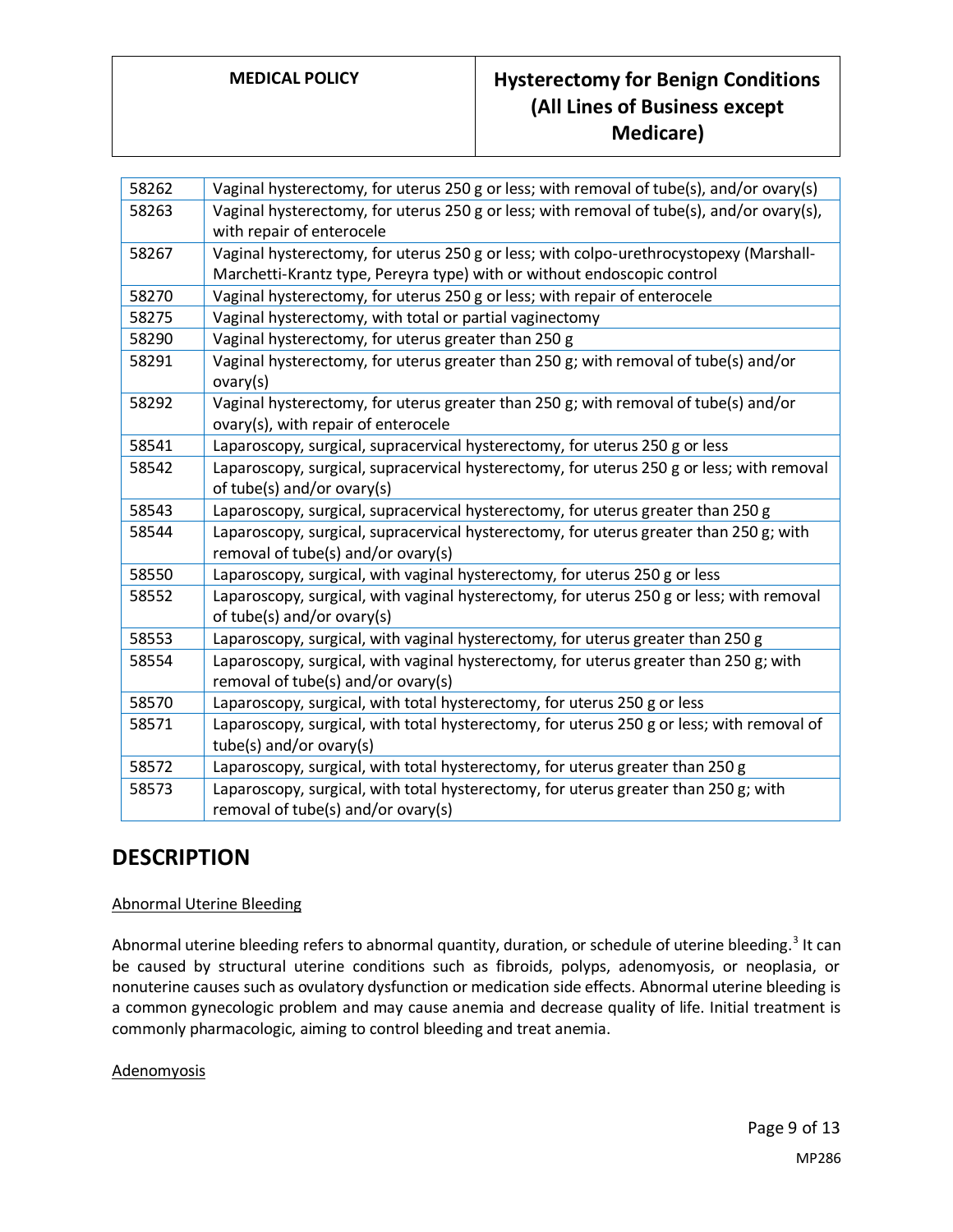| Code | Description |
|---|---|
| 58262 | Vaginal hysterectomy, for uterus 250 g or less; with removal of tube(s), and/or ovary(s) |
| 58263 | Vaginal hysterectomy, for uterus 250 g or less; with removal of tube(s), and/or ovary(s), with repair of enterocele |
| 58267 | Vaginal hysterectomy, for uterus 250 g or less; with colpo-urethrocystopexy (Marshall-Marchetti-Krantz type, Pereyra type) with or without endoscopic control |
| 58270 | Vaginal hysterectomy, for uterus 250 g or less; with repair of enterocele |
| 58275 | Vaginal hysterectomy, with total or partial vaginectomy |
| 58290 | Vaginal hysterectomy, for uterus greater than 250 g |
| 58291 | Vaginal hysterectomy, for uterus greater than 250 g; with removal of tube(s) and/or ovary(s) |
| 58292 | Vaginal hysterectomy, for uterus greater than 250 g; with removal of tube(s) and/or ovary(s), with repair of enterocele |
| 58541 | Laparoscopy, surgical, supracervical hysterectomy, for uterus 250 g or less |
| 58542 | Laparoscopy, surgical, supracervical hysterectomy, for uterus 250 g or less; with removal of tube(s) and/or ovary(s) |
| 58543 | Laparoscopy, surgical, supracervical hysterectomy, for uterus greater than 250 g |
| 58544 | Laparoscopy, surgical, supracervical hysterectomy, for uterus greater than 250 g; with removal of tube(s) and/or ovary(s) |
| 58550 | Laparoscopy, surgical, with vaginal hysterectomy, for uterus 250 g or less |
| 58552 | Laparoscopy, surgical, with vaginal hysterectomy, for uterus 250 g or less; with removal of tube(s) and/or ovary(s) |
| 58553 | Laparoscopy, surgical, with vaginal hysterectomy, for uterus greater than 250 g |
| 58554 | Laparoscopy, surgical, with vaginal hysterectomy, for uterus greater than 250 g; with removal of tube(s) and/or ovary(s) |
| 58570 | Laparoscopy, surgical, with total hysterectomy, for uterus 250 g or less |
| 58571 | Laparoscopy, surgical, with total hysterectomy, for uterus 250 g or less; with removal of tube(s) and/or ovary(s) |
| 58572 | Laparoscopy, surgical, with total hysterectomy, for uterus greater than 250 g |
| 58573 | Laparoscopy, surgical, with total hysterectomy, for uterus greater than 250 g; with removal of tube(s) and/or ovary(s) |

## DESCRIPTION

### Abnormal Uterine Bleeding

Abnormal uterine bleeding refers to abnormal quantity, duration, or schedule of uterine bleeding.[3] It can be caused by structural uterine conditions such as fibroids, polyps, adenomyosis, or neoplasia, or nonuterine causes such as ovulatory dysfunction or medication side effects. Abnormal uterine bleeding is a common gynecologic problem and may cause anemia and decrease quality of life. Initial treatment is commonly pharmacologic, aiming to control bleeding and treat anemia.

### Adenomyosis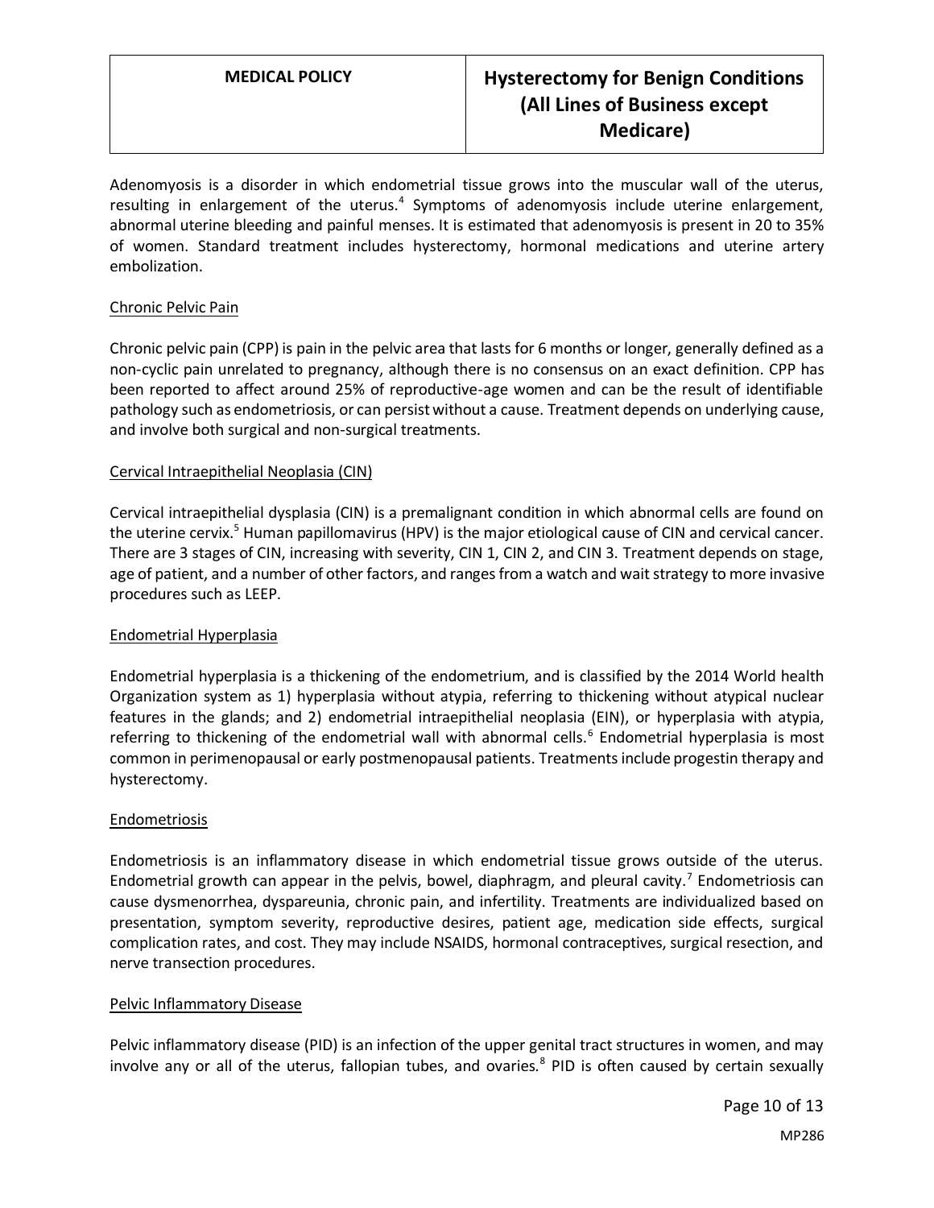Adenomyosis is a disorder in which endometrial tissue grows into the muscular wall of the uterus, resulting in enlargement of the uterus.[4] Symptoms of adenomyosis include uterine enlargement, abnormal uterine bleeding and painful menses. It is estimated that adenomyosis is present in 20 to 35% of women. Standard treatment includes hysterectomy, hormonal medications and uterine artery embolization.

### Chronic Pelvic Pain

Chronic pelvic pain (CPP) is pain in the pelvic area that lasts for 6 months or longer, generally defined as a non-cyclic pain unrelated to pregnancy, although there is no consensus on an exact definition. CPP has been reported to affect around 25% of reproductive-age women and can be the result of identifiable pathology such as endometriosis, or can persist without a cause. Treatment depends on underlying cause, and involve both surgical and non-surgical treatments.

### Cervical Intraepithelial Neoplasia (CIN)

Cervical intraepithelial dysplasia (CIN) is a premalignant condition in which abnormal cells are found on the uterine cervix.[5] Human papillomavirus (HPV) is the major etiological cause of CIN and cervical cancer. There are 3 stages of CIN, increasing with severity, CIN 1, CIN 2, and CIN 3. Treatment depends on stage, age of patient, and a number of other factors, and ranges from a watch and wait strategy to more invasive procedures such as LEEP.

### Endometrial Hyperplasia

Endometrial hyperplasia is a thickening of the endometrium, and is classified by the 2014 World health Organization system as 1) hyperplasia without atypia, referring to thickening without atypical nuclear features in the glands; and 2) endometrial intraepithelial neoplasia (EIN), or hyperplasia with atypia, referring to thickening of the endometrial wall with abnormal cells.[6] Endometrial hyperplasia is most common in perimenopausal or early postmenopausal patients. Treatments include progestin therapy and hysterectomy.

### Endometriosis

Endometriosis is an inflammatory disease in which endometrial tissue grows outside of the uterus. Endometrial growth can appear in the pelvis, bowel, diaphragm, and pleural cavity.[7] Endometriosis can cause dysmenorrhea, dyspareunia, chronic pain, and infertility. Treatments are individualized based on presentation, symptom severity, reproductive desires, patient age, medication side effects, surgical complication rates, and cost. They may include NSAIDS, hormonal contraceptives, surgical resection, and nerve transection procedures.

### Pelvic Inflammatory Disease

Pelvic inflammatory disease (PID) is an infection of the upper genital tract structures in women, and may involve any or all of the uterus, fallopian tubes, and ovaries.[8] PID is often caused by certain sexually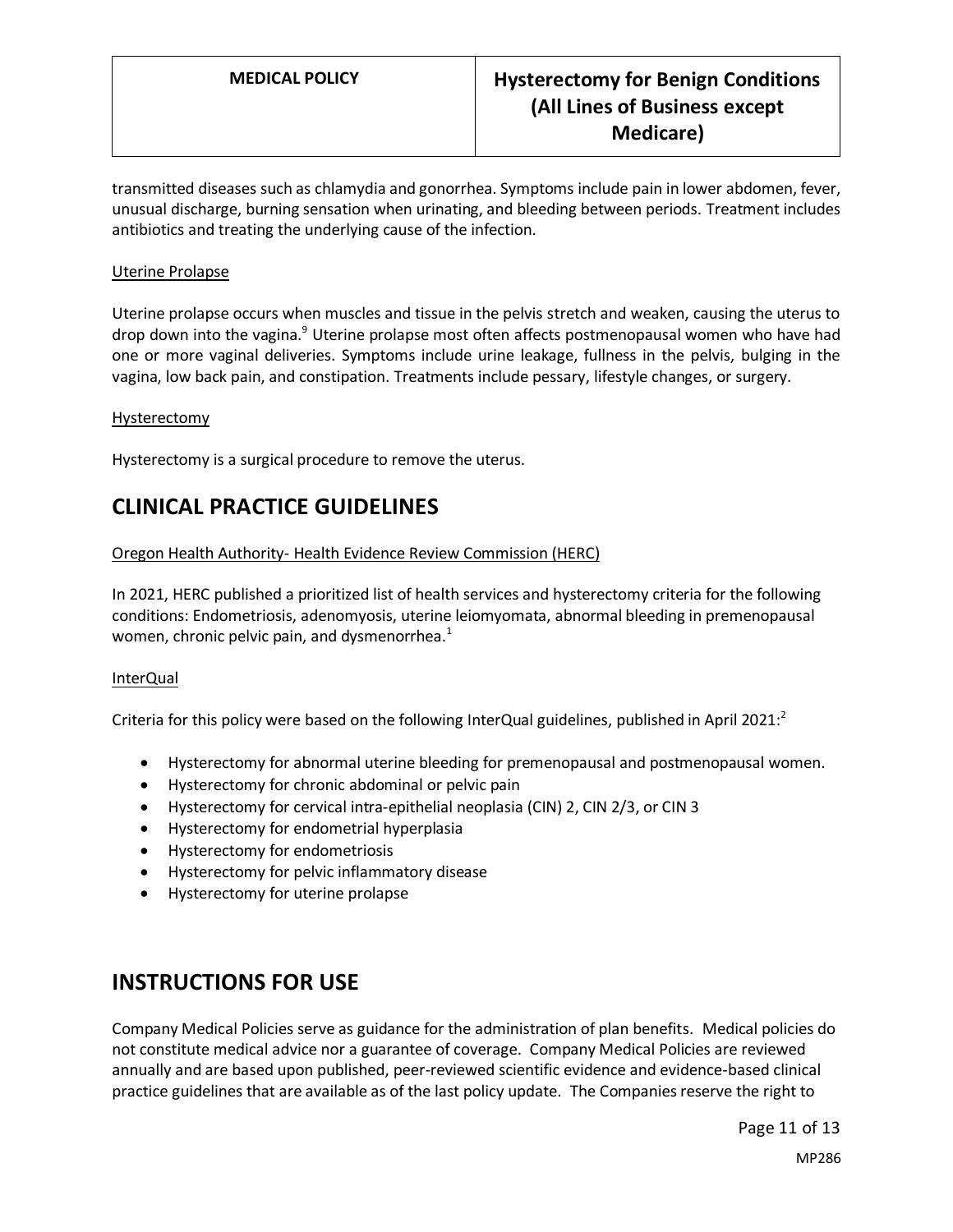transmitted diseases such as chlamydia and gonorrhea. Symptoms include pain in lower abdomen, fever, unusual discharge, burning sensation when urinating, and bleeding between periods. Treatment includes antibiotics and treating the underlying cause of the infection.

Uterine Prolapse

Uterine prolapse occurs when muscles and tissue in the pelvis stretch and weaken, causing the uterus to drop down into the vagina.[9] Uterine prolapse most often affects postmenopausal women who have had one or more vaginal deliveries. Symptoms include urine leakage, fullness in the pelvis, bulging in the vagina, low back pain, and constipation. Treatments include pessary, lifestyle changes, or surgery.

Hysterectomy

Hysterectomy is a surgical procedure to remove the uterus.

## CLINICAL PRACTICE GUIDELINES

Oregon Health Authority- Health Evidence Review Commission (HERC)

In 2021, HERC published a prioritized list of health services and hysterectomy criteria for the following conditions: Endometriosis, adenomyosis, uterine leiomyomata, abnormal bleeding in premenopausal women, chronic pelvic pain, and dysmenorrhea.[1]

InterQual

Criteria for this policy were based on the following InterQual guidelines, published in April 2021:[2]

- Hysterectomy for abnormal uterine bleeding for premenopausal and postmenopausal women.
- Hysterectomy for chronic abdominal or pelvic pain
- Hysterectomy for cervical intra-epithelial neoplasia (CIN) 2, CIN 2/3, or CIN 3
- Hysterectomy for endometrial hyperplasia
- Hysterectomy for endometriosis
- Hysterectomy for pelvic inflammatory disease
- Hysterectomy for uterine prolapse

## INSTRUCTIONS FOR USE

Company Medical Policies serve as guidance for the administration of plan benefits. Medical policies do not constitute medical advice nor a guarantee of coverage. Company Medical Policies are reviewed annually and are based upon published, peer-reviewed scientific evidence and evidence-based clinical practice guidelines that are available as of the last policy update. The Companies reserve the right to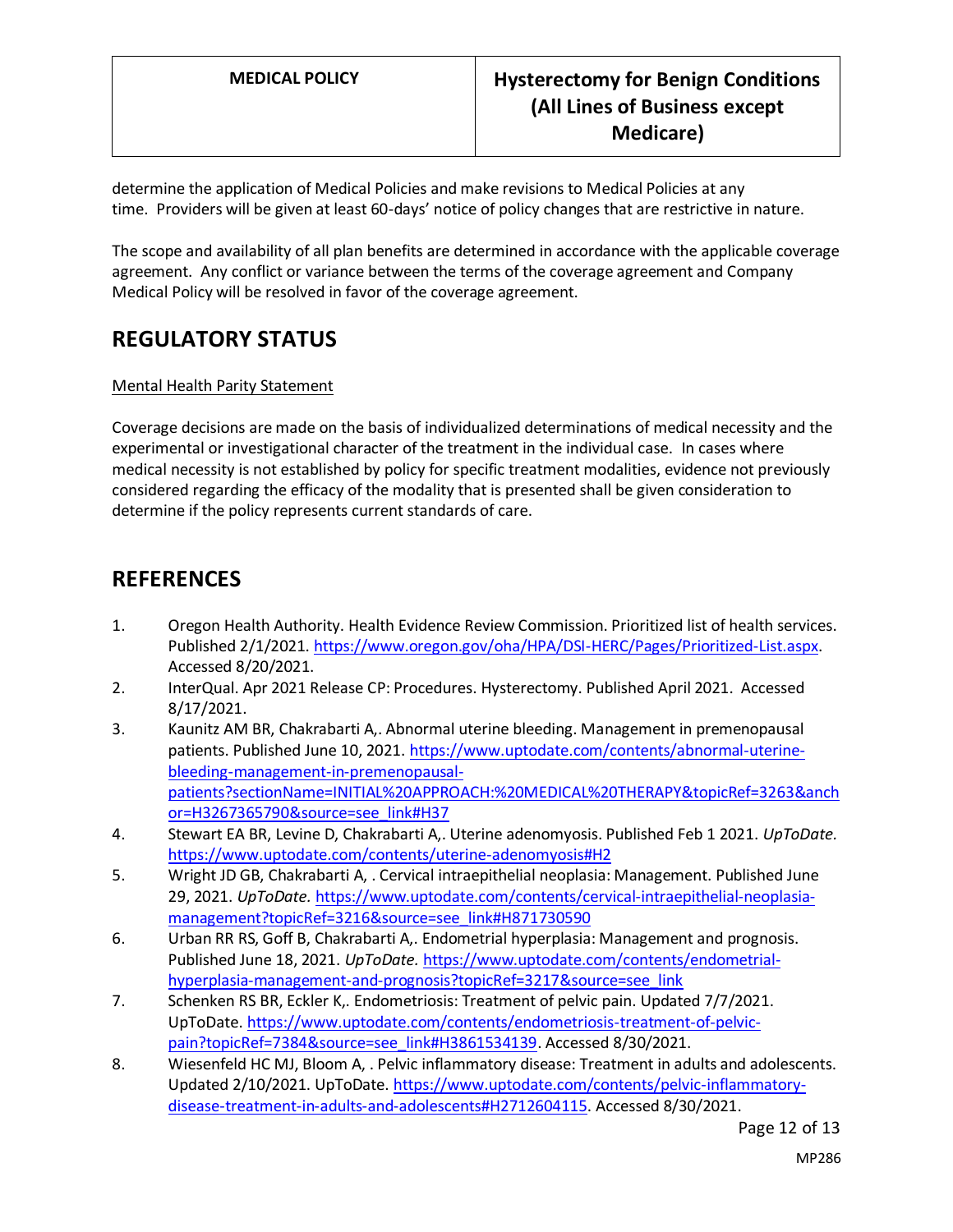determine the application of Medical Policies and make revisions to Medical Policies at any time. Providers will be given at least 60-days' notice of policy changes that are restrictive in nature.

The scope and availability of all plan benefits are determined in accordance with the applicable coverage agreement. Any conflict or variance between the terms of the coverage agreement and Company Medical Policy will be resolved in favor of the coverage agreement.

# REGULATORY STATUS

Mental Health Parity Statement

Coverage decisions are made on the basis of individualized determinations of medical necessity and the experimental or investigational character of the treatment in the individual case. In cases where medical necessity is not established by policy for specific treatment modalities, evidence not previously considered regarding the efficacy of the modality that is presented shall be given consideration to determine if the policy represents current standards of care.

# REFERENCES

1. Oregon Health Authority. Health Evidence Review Commission. Prioritized list of health services. Published 2/1/2021. https://www.oregon.gov/oha/HPA/DSI-HERC/Pages/Prioritized-List.aspx. Accessed 8/20/2021.
2. InterQual. Apr 2021 Release CP: Procedures. Hysterectomy. Published April 2021. Accessed 8/17/2021.
3. Kaunitz AM BR, Chakrabarti A,. Abnormal uterine bleeding. Management in premenopausal patients. Published June 10, 2021. https://www.uptodate.com/contents/abnormal-uterine-bleeding-management-in-premenopausal-patients?sectionName=INITIAL%20APPROACH:%20MEDICAL%20THERAPY&topicRef=3263&anchor=H3267365790&source=see_link#H37
4. Stewart EA BR, Levine D, Chakrabarti A,. Uterine adenomyosis. Published Feb 1 2021. *UpToDate.* https://www.uptodate.com/contents/uterine-adenomyosis#H2
5. Wright JD GB, Chakrabarti A, . Cervical intraepithelial neoplasia: Management. Published June 29, 2021. *UpToDate.* https://www.uptodate.com/contents/cervical-intraepithelial-neoplasia-management?topicRef=3216&source=see_link#H871730590
6. Urban RR RS, Goff B, Chakrabarti A,. Endometrial hyperplasia: Management and prognosis. Published June 18, 2021. *UpToDate.* https://www.uptodate.com/contents/endometrial-hyperplasia-management-and-prognosis?topicRef=3217&source=see_link
7. Schenken RS BR, Eckler K,. Endometriosis: Treatment of pelvic pain. Updated 7/7/2021. UpToDate. https://www.uptodate.com/contents/endometriosis-treatment-of-pelvic-pain?topicRef=7384&source=see_link#H3861534139. Accessed 8/30/2021.
8. Wiesenfeld HC MJ, Bloom A, . Pelvic inflammatory disease: Treatment in adults and adolescents. Updated 2/10/2021. UpToDate. https://www.uptodate.com/contents/pelvic-inflammatory-disease-treatment-in-adults-and-adolescents#H2712604115. Accessed 8/30/2021.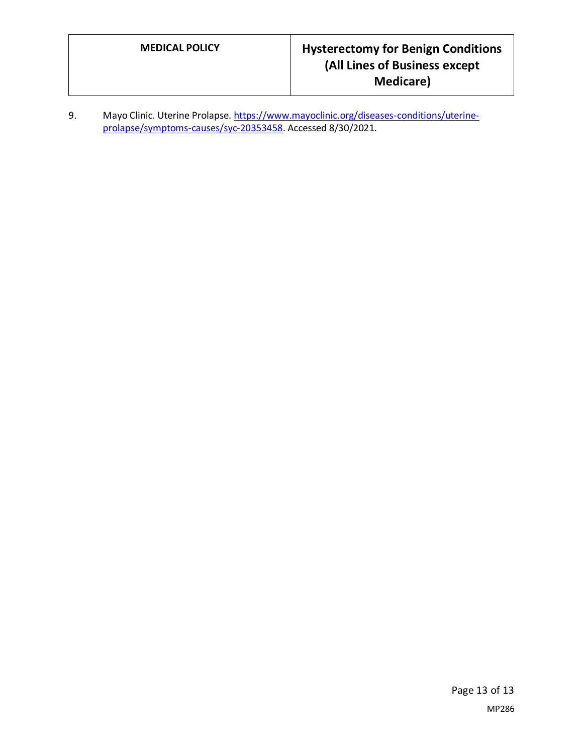9. Mayo Clinic. Uterine Prolapse. [https://www.mayoclinic.org/diseases-conditions/uterine-prolapse/symptoms-causes/syc-20353458](https://www.mayoclinic.org/diseases-conditions/uterine-prolapse/symptoms-causes/syc-20353458). Accessed 8/30/2021.